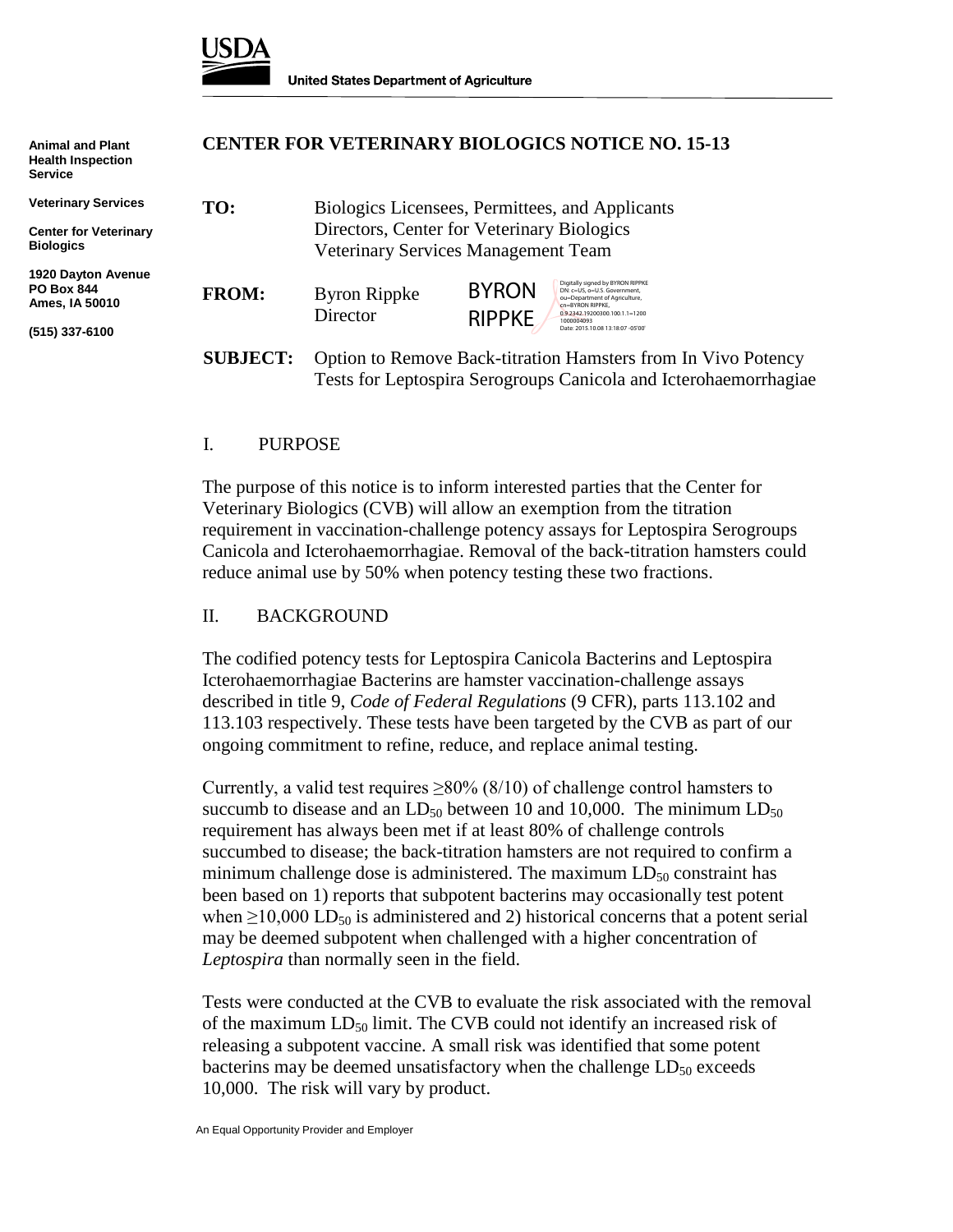United States Department of Agriculture

Animal and Plant Health Inspection Service

Veterinary Services

Center for Veterinary Biologics

1920 Dayton Avenue
PO Box 844
Ames, IA 50010

(515) 337-6100

# CENTER FOR VETERINARY BIOLOGICS NOTICE NO. 15-13

**TO:** Biologics Licensees, Permittees, and Applicants
Directors, Center for Veterinary Biologics
Veterinary Services Management Team

**FROM:** Byron Rippke
Director

BYRON RIPPKE — Digitally signed by BYRON RIPPKE DN: c=US, o=U.S. Government, ou=Department of Agriculture, cn=BYRON RIPPKE, 0.9.2342.19200300.100.1.1=12001000004093 Date: 2015.10.08 13:18:07 -05'00'

**SUBJECT:** Option to Remove Back-titration Hamsters from In Vivo Potency Tests for Leptospira Serogroups Canicola and Icterohaemorrhagiae

## I. PURPOSE

The purpose of this notice is to inform interested parties that the Center for Veterinary Biologics (CVB) will allow an exemption from the titration requirement in vaccination-challenge potency assays for Leptospira Serogroups Canicola and Icterohaemorrhagiae. Removal of the back-titration hamsters could reduce animal use by 50% when potency testing these two fractions.

## II. BACKGROUND

The codified potency tests for Leptospira Canicola Bacterins and Leptospira Icterohaemorrhagiae Bacterins are hamster vaccination-challenge assays described in title 9, *Code of Federal Regulations* (9 CFR), parts 113.102 and 113.103 respectively. These tests have been targeted by the CVB as part of our ongoing commitment to refine, reduce, and replace animal testing.

Currently, a valid test requires ≥80% (8/10) of challenge control hamsters to succumb to disease and an $LD_{50}$ between 10 and 10,000. The minimum $LD_{50}$ requirement has always been met if at least 80% of challenge controls succumbed to disease; the back-titration hamsters are not required to confirm a minimum challenge dose is administered. The maximum $LD_{50}$ constraint has been based on 1) reports that subpotent bacterins may occasionally test potent when ≥10,000 $LD_{50}$ is administered and 2) historical concerns that a potent serial may be deemed subpotent when challenged with a higher concentration of *Leptospira* than normally seen in the field.

Tests were conducted at the CVB to evaluate the risk associated with the removal of the maximum $LD_{50}$ limit. The CVB could not identify an increased risk of releasing a subpotent vaccine. A small risk was identified that some potent bacterins may be deemed unsatisfactory when the challenge $LD_{50}$ exceeds 10,000. The risk will vary by product.

An Equal Opportunity Provider and Employer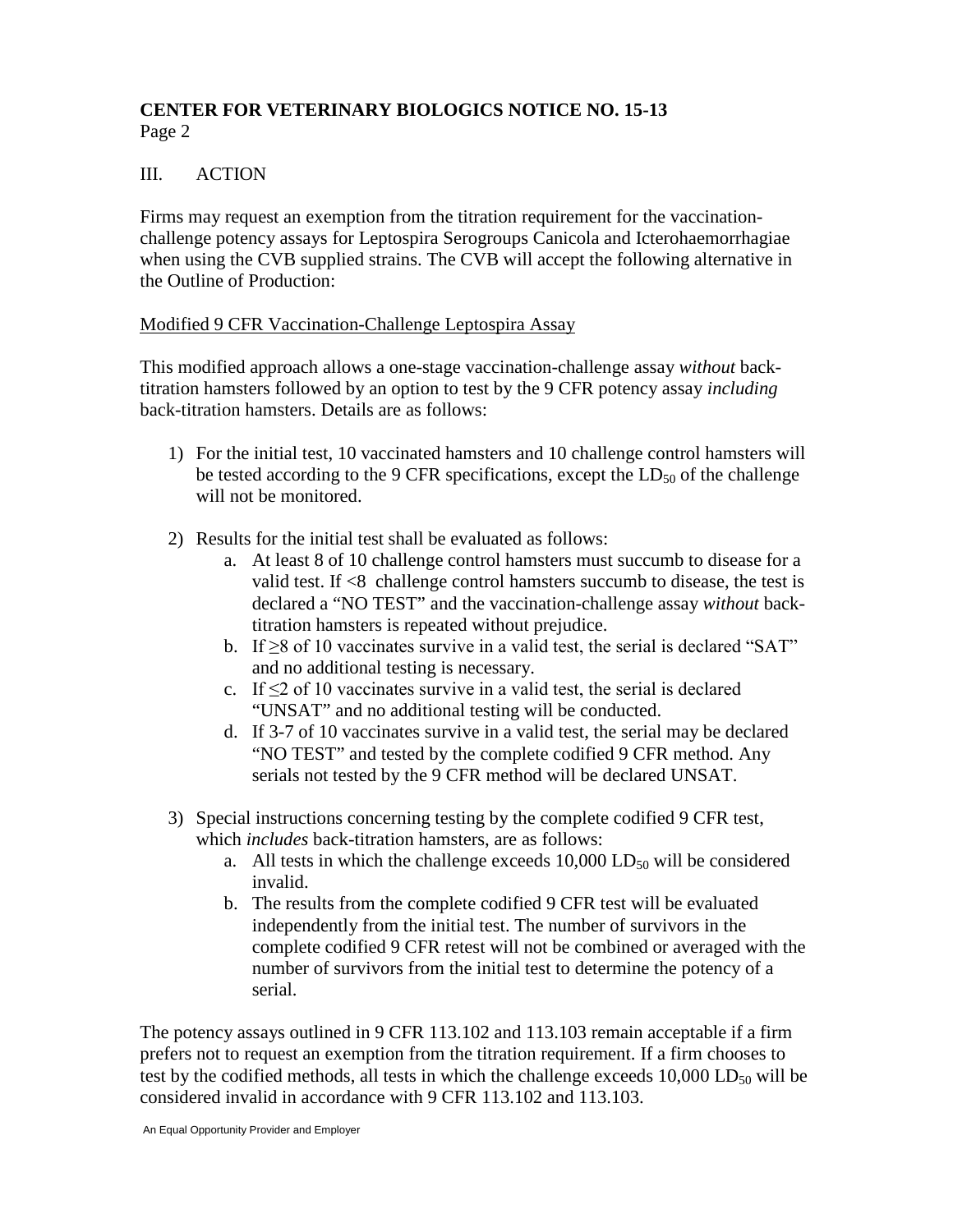## III. ACTION

Firms may request an exemption from the titration requirement for the vaccination-challenge potency assays for Leptospira Serogroups Canicola and Icterohaemorrhagiae when using the CVB supplied strains. The CVB will accept the following alternative in the Outline of Production:

Modified 9 CFR Vaccination-Challenge Leptospira Assay

This modified approach allows a one-stage vaccination-challenge assay *without* back-titration hamsters followed by an option to test by the 9 CFR potency assay *including* back-titration hamsters. Details are as follows:

1) For the initial test, 10 vaccinated hamsters and 10 challenge control hamsters will be tested according to the 9 CFR specifications, except the $LD_{50}$ of the challenge will not be monitored.

2) Results for the initial test shall be evaluated as follows:
   a. At least 8 of 10 challenge control hamsters must succumb to disease for a valid test. If <8 challenge control hamsters succumb to disease, the test is declared a "NO TEST" and the vaccination-challenge assay *without* back-titration hamsters is repeated without prejudice.
   b. If ≥8 of 10 vaccinates survive in a valid test, the serial is declared "SAT" and no additional testing is necessary.
   c. If ≤2 of 10 vaccinates survive in a valid test, the serial is declared "UNSAT" and no additional testing will be conducted.
   d. If 3-7 of 10 vaccinates survive in a valid test, the serial may be declared "NO TEST" and tested by the complete codified 9 CFR method. Any serials not tested by the 9 CFR method will be declared UNSAT.

3) Special instructions concerning testing by the complete codified 9 CFR test, which *includes* back-titration hamsters, are as follows:
   a. All tests in which the challenge exceeds 10,000 $LD_{50}$ will be considered invalid.
   b. The results from the complete codified 9 CFR test will be evaluated independently from the initial test. The number of survivors in the complete codified 9 CFR retest will not be combined or averaged with the number of survivors from the initial test to determine the potency of a serial.

The potency assays outlined in 9 CFR 113.102 and 113.103 remain acceptable if a firm prefers not to request an exemption from the titration requirement. If a firm chooses to test by the codified methods, all tests in which the challenge exceeds 10,000 $LD_{50}$ will be considered invalid in accordance with 9 CFR 113.102 and 113.103.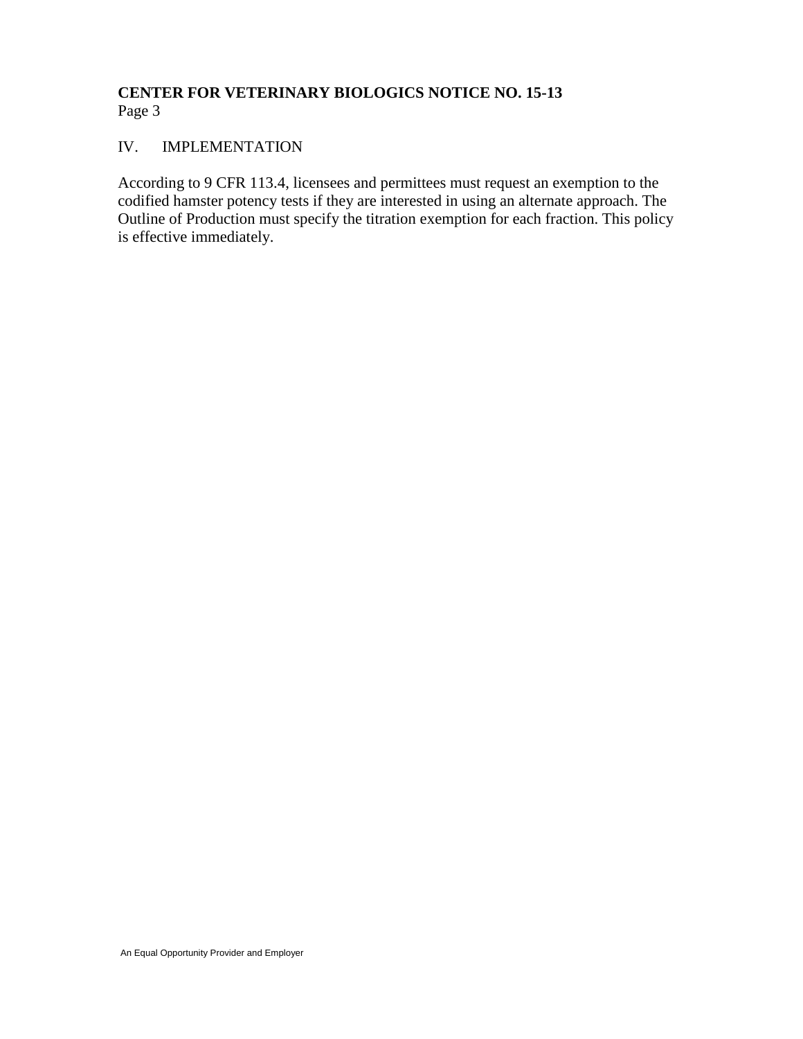## IV. IMPLEMENTATION

According to 9 CFR 113.4, licensees and permittees must request an exemption to the codified hamster potency tests if they are interested in using an alternate approach. The Outline of Production must specify the titration exemption for each fraction. This policy is effective immediately.